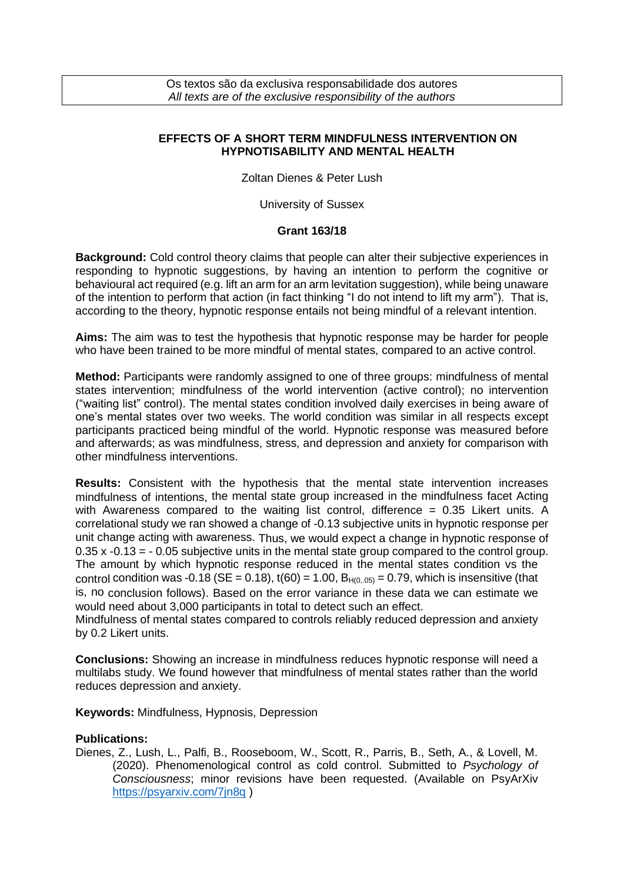Os textos são da exclusiva responsabilidade dos autores
*All texts are of the exclusive responsibility of the authors*

# EFFECTS OF A SHORT TERM MINDFULNESS INTERVENTION ON HYPNOTISABILITY AND MENTAL HEALTH

Zoltan Dienes & Peter Lush

University of Sussex

**Grant 163/18**

**Background:** Cold control theory claims that people can alter their subjective experiences in responding to hypnotic suggestions, by having an intention to perform the cognitive or behavioural act required (e.g. lift an arm for an arm levitation suggestion), while being unaware of the intention to perform that action (in fact thinking "I do not intend to lift my arm"). That is, according to the theory, hypnotic response entails not being mindful of a relevant intention.

**Aims:** The aim was to test the hypothesis that hypnotic response may be harder for people who have been trained to be more mindful of mental states, compared to an active control.

**Method:** Participants were randomly assigned to one of three groups: mindfulness of mental states intervention; mindfulness of the world intervention (active control); no intervention ("waiting list" control). The mental states condition involved daily exercises in being aware of one's mental states over two weeks. The world condition was similar in all respects except participants practiced being mindful of the world. Hypnotic response was measured before and afterwards; as was mindfulness, stress, and depression and anxiety for comparison with other mindfulness interventions.

**Results:** Consistent with the hypothesis that the mental state intervention increases mindfulness of intentions, the mental state group increased in the mindfulness facet Acting with Awareness compared to the waiting list control, difference = 0.35 Likert units. A correlational study we ran showed a change of -0.13 subjective units in hypnotic response per unit change acting with awareness. Thus, we would expect a change in hypnotic response of 0.35 x -0.13 = - 0.05 subjective units in the mental state group compared to the control group. The amount by which hypnotic response reduced in the mental states condition vs the control condition was -0.18 (SE = 0.18), $t(60) = 1.00$, $B_{H(0,.05)} = 0.79$, which is insensitive (that is, no conclusion follows). Based on the error variance in these data we can estimate we would need about 3,000 participants in total to detect such an effect.
Mindfulness of mental states compared to controls reliably reduced depression and anxiety by 0.2 Likert units.

**Conclusions:** Showing an increase in mindfulness reduces hypnotic response will need a multilabs study. We found however that mindfulness of mental states rather than the world reduces depression and anxiety.

**Keywords:** Mindfulness, Hypnosis, Depression

**Publications:**

Dienes, Z., Lush, L., Palfi, B., Rooseboom, W., Scott, R., Parris, B., Seth, A., & Lovell, M. (2020). Phenomenological control as cold control. Submitted to *Psychology of Consciousness*; minor revisions have been requested. (Available on PsyArXiv https://psyarxiv.com/7jn8q )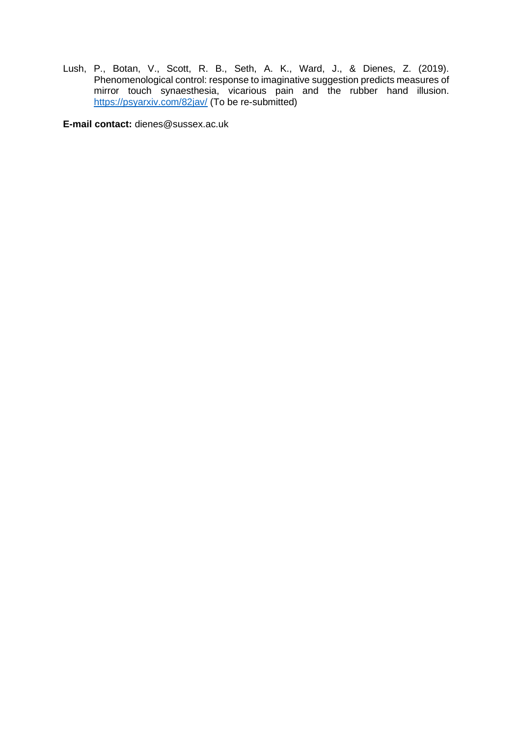Lush, P., Botan, V., Scott, R. B., Seth, A. K., Ward, J., & Dienes, Z. (2019). Phenomenological control: response to imaginative suggestion predicts measures of mirror touch synaesthesia, vicarious pain and the rubber hand illusion. https://psyarxiv.com/82jav/ (To be re-submitted)

**E-mail contact:** dienes@sussex.ac.uk